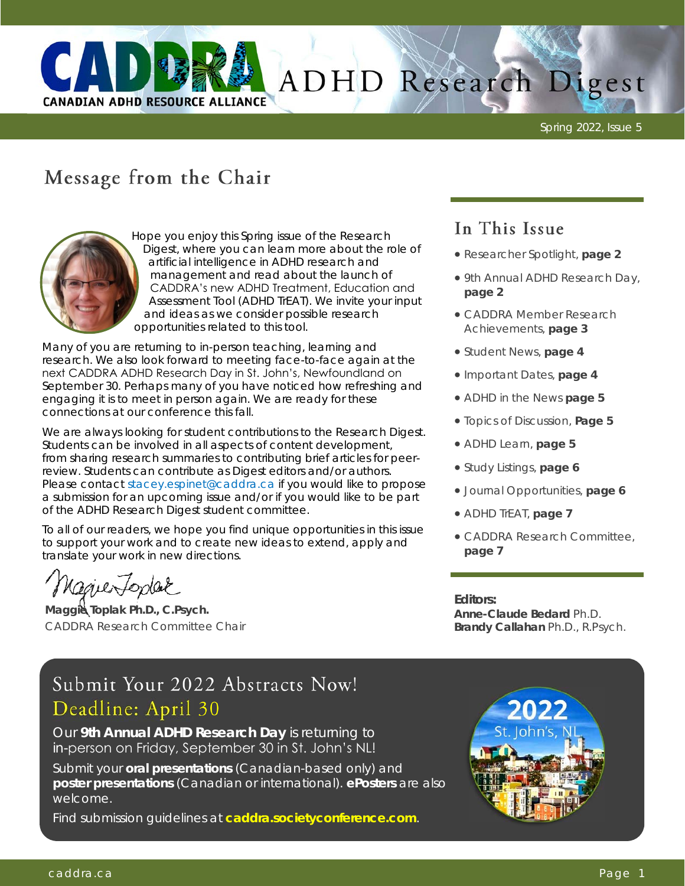# CADDRA ADHD Research Digest

CANADIAN ADHD RESOURCE ALLIANCE

Spring 2022, Issue 5

## Message from the Chair

Hope you enjoy this Spring issue of the Research Digest, where you can learn more about the role of artificial intelligence in ADHD research and management and read about the launch of CADDRA's new ADHD Treatment, Education and Assessment Tool (ADHD TrEAT). We invite your input and ideas as we consider possible research opportunities related to this tool.

Many of you are returning to in-person teaching, learning and research. We also look forward to meeting face-to-face again at the next CADDRA ADHD Research Day in St. John's, Newfoundland on September 30. Perhaps many of you have noticed how refreshing and engaging it is to meet in person again. We are ready for these connections at our conference this fall.

We are always looking for student contributions to the Research Digest. Students can be involved in all aspects of content development, from sharing research summaries to contributing brief articles for peer-review. Students can contribute as Digest editors and/or authors. Please contact stacey.espinet@caddra.ca if you would like to propose a submission for an upcoming issue and/or if you would like to be part of the ADHD Research Digest student committee.

To all of our readers, we hope you find unique opportunities in this issue to support your work and to create new ideas to extend, apply and translate your work in new directions.

**Maggie Toplak Ph.D., C.Psych.**
CADDRA Research Committee Chair

## In This Issue

- Researcher Spotlight, **page 2**
- 9th Annual ADHD Research Day, **page 2**
- CADDRA Member Research Achievements, **page 3**
- Student News, **page 4**
- Important Dates, **page 4**
- ADHD in the News **page 5**
- Topics of Discussion, **Page 5**
- ADHD Learn, **page 5**
- Study Listings, **page 6**
- Journal Opportunities, **page 6**
- ADHD TrEAT, **page 7**
- CADDRA Research Committee, **page 7**

**Editors:**
**Anne-Claude Bedard** Ph.D.
**Brandy Callahan** Ph.D., R.Psych.

## Submit Your 2022 Abstracts Now!

### Deadline: April 30

Our **9th Annual ADHD Research Day** is returning to in-person on Friday, September 30 in St. John's NL!

Submit your **oral presentations** (Canadian-based only) and **poster presentations** (Canadian or international). **ePosters** are also welcome.

Find submission guidelines at **caddra.societyconference.com**.

2022 St. John's, NL

caddra.ca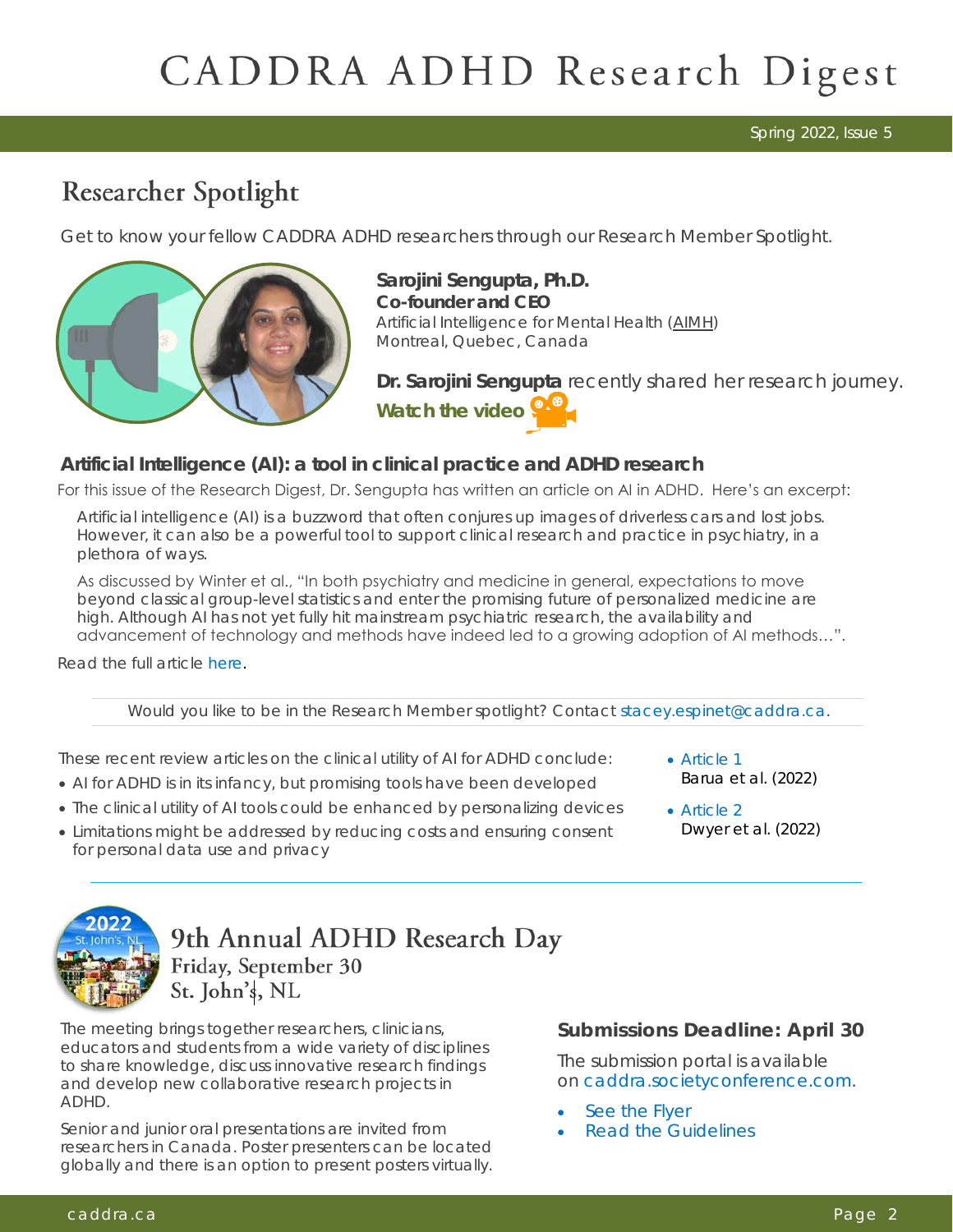## Researcher Spotlight

Get to know your fellow CADDRA ADHD researchers through our Research Member Spotlight.

**Sarojini Sengupta, Ph.D.**
**Co-founder and CEO**
Artificial Intelligence for Mental Health (AIMH)
Montreal, Quebec, Canada

**Dr. Sarojini Sengupta** recently shared her research journey.
**Watch the video**

### Artificial Intelligence (AI): a tool in clinical practice and ADHD research

For this issue of the Research Digest, Dr. Sengupta has written an article on AI in ADHD. Here's an excerpt:

> Artificial intelligence (AI) is a buzzword that often conjures up images of driverless cars and lost jobs. However, it can also be a powerful tool to support clinical research and practice in psychiatry, in a plethora of ways.
>
> As discussed by Winter et al., "In both psychiatry and medicine in general, expectations to move beyond classical group-level statistics and enter the promising future of personalized medicine are high. Although AI has not yet fully hit mainstream psychiatric research, the availability and advancement of technology and methods have indeed led to a growing adoption of AI methods…".

Read the full article here.

Would you like to be in the Research Member spotlight? Contact stacey.espinet@caddra.ca.

These recent review articles on the clinical utility of AI for ADHD conclude:

- AI for ADHD is in its infancy, but promising tools have been developed
- The clinical utility of AI tools could be enhanced by personalizing devices
- Limitations might be addressed by reducing costs and ensuring consent for personal data use and privacy

- Article 1
  Barua et al. (2022)
- Article 2
  Dwyer et al. (2022)

## 9th Annual ADHD Research Day
### Friday, September 30
### St. John's, NL

The meeting brings together researchers, clinicians, educators and students from a wide variety of disciplines to share knowledge, discuss innovative research findings and develop new collaborative research projects in ADHD.

Senior and junior oral presentations are invited from researchers in Canada. Poster presenters can be located globally and there is an option to present posters virtually.

### Submissions Deadline: April 30

The submission portal is available on caddra.societyconference.com.

- See the Flyer
- Read the Guidelines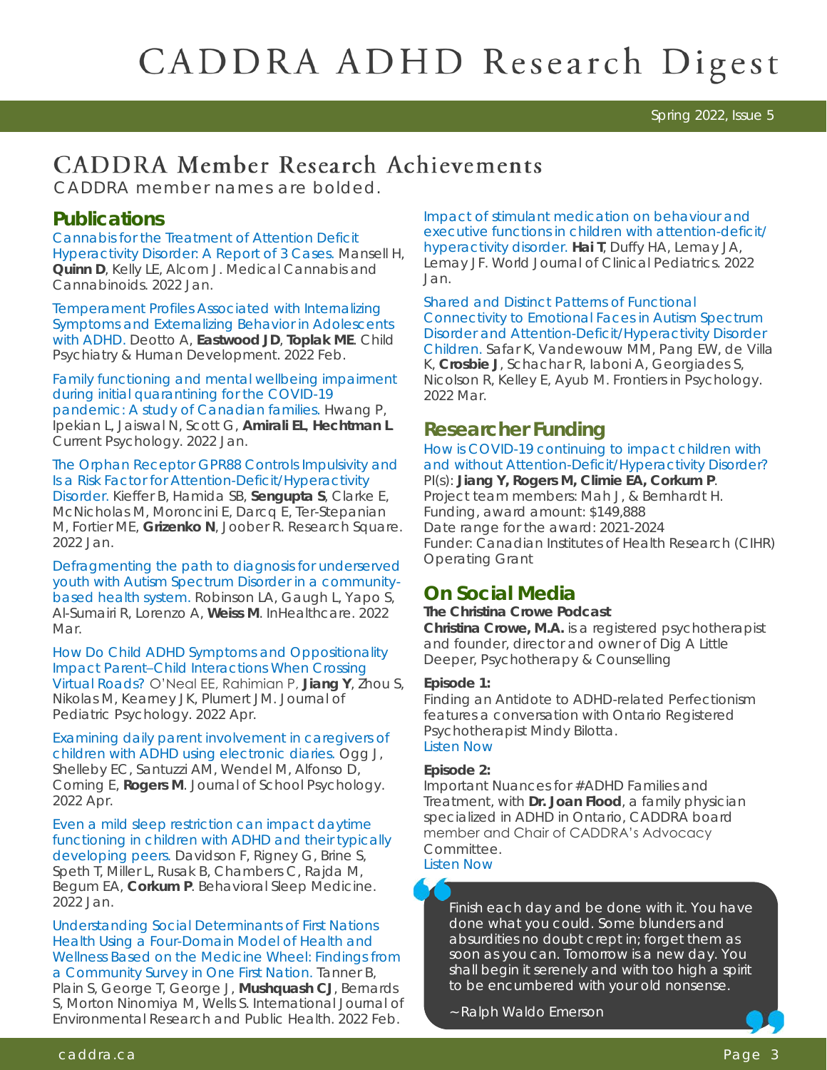# CADDRA ADHD Research Digest

Spring 2022, Issue 5

## CADDRA Member Research Achievements

CADDRA member names are bolded.

### Publications

Cannabis for the Treatment of Attention Deficit Hyperactivity Disorder: A Report of 3 Cases. Mansell H, **Quinn D**, Kelly LE, Alcorn J. Medical Cannabis and Cannabinoids. 2022 Jan.

Temperament Profiles Associated with Internalizing Symptoms and Externalizing Behavior in Adolescents with ADHD. Deotto A, **Eastwood JD**, **Toplak ME**. Child Psychiatry & Human Development. 2022 Feb.

Family functioning and mental wellbeing impairment during initial quarantining for the COVID-19 pandemic: A study of Canadian families. Hwang P, Ipekian L, Jaiswal N, Scott G, **Amirali EL**, **Hechtman L**. Current Psychology. 2022 Jan.

The Orphan Receptor GPR88 Controls Impulsivity and Is a Risk Factor for Attention-Deficit/Hyperactivity Disorder. Kieffer B, Hamida SB, **Sengupta S**, Clarke E, McNicholas M, Moroncini E, Darcq E, Ter-Stepanian M, Fortier ME, **Grizenko N**, Joober R. Research Square. 2022 Jan.

Defragmenting the path to diagnosis for underserved youth with Autism Spectrum Disorder in a community-based health system. Robinson LA, Gaugh L, Yapo S, Al-Sumairi R, Lorenzo A, **Weiss M**. InHealthcare. 2022 Mar.

How Do Child ADHD Symptoms and Oppositionality Impact Parent–Child Interactions When Crossing Virtual Roads? O'Neal EE, Rahimian P, **Jiang Y**, Zhou S, Nikolas M, Kearney JK, Plumert JM. Journal of Pediatric Psychology. 2022 Apr.

Examining daily parent involvement in caregivers of children with ADHD using electronic diaries. Ogg J, Shelleby EC, Santuzzi AM, Wendel M, Alfonso D, Corning E, **Rogers M**. Journal of School Psychology. 2022 Apr.

Even a mild sleep restriction can impact daytime functioning in children with ADHD and their typically developing peers. Davidson F, Rigney G, Brine S, Speth T, Miller L, Rusak B, Chambers C, Rajda M, Begum EA, **Corkum P**. Behavioral Sleep Medicine. 2022 Jan.

Understanding Social Determinants of First Nations Health Using a Four-Domain Model of Health and Wellness Based on the Medicine Wheel: Findings from a Community Survey in One First Nation. Tanner B, Plain S, George T, George J, **Mushquash CJ**, Bernards S, Morton Ninomiya M, Wells S. International Journal of Environmental Research and Public Health. 2022 Feb.

Impact of stimulant medication on behaviour and executive functions in children with attention-deficit/hyperactivity disorder. **Hai T**, Duffy HA, Lemay JA, Lemay JF. World Journal of Clinical Pediatrics. 2022 Jan.

Shared and Distinct Patterns of Functional Connectivity to Emotional Faces in Autism Spectrum Disorder and Attention-Deficit/Hyperactivity Disorder Children. Safar K, Vandewouw MM, Pang EW, de Villa K, **Crosbie J**, Schachar R, Iaboni A, Georgiades S, Nicolson R, Kelley E, Ayub M. Frontiers in Psychology. 2022 Mar.

### Researcher Funding

How is COVID-19 continuing to impact children with and without Attention-Deficit/Hyperactivity Disorder?
PI(s): **Jiang Y, Rogers M, Climie EA, Corkum P**.
Project team members: Mah J, & Bernhardt H.
Funding, award amount: $149,888
Date range for the award: 2021-2024
Funder: Canadian Institutes of Health Research (CIHR) Operating Grant

### On Social Media

**The Christina Crowe Podcast**
**Christina Crowe, M.A.** is a registered psychotherapist and founder, director and owner of Dig A Little Deeper, Psychotherapy & Counselling

**Episode 1:**
Finding an Antidote to ADHD-related Perfectionism features a conversation with Ontario Registered Psychotherapist Mindy Bilotta.
Listen Now

**Episode 2:**
Important Nuances for #ADHD Families and Treatment, with **Dr. Joan Flood**, a family physician specialized in ADHD in Ontario, CADDRA board member and Chair of CADDRA's Advocacy Committee.
Listen Now

> Finish each day and be done with it. You have done what you could. Some blunders and absurdities no doubt crept in; forget them as soon as you can. Tomorrow is a new day. You shall begin it serenely and with too high a spirit to be encumbered with your old nonsense.
>
> ~ Ralph Waldo Emerson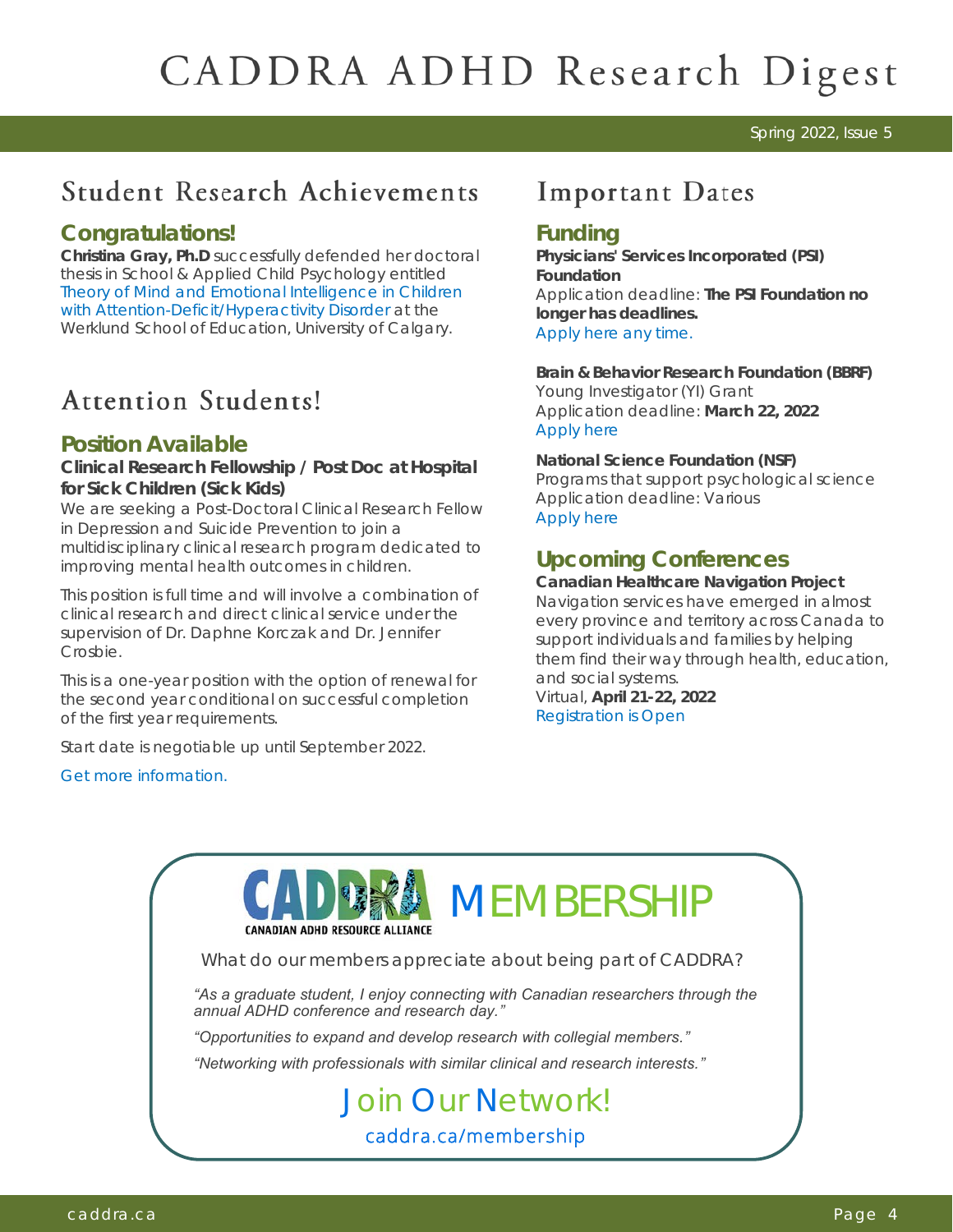# CADDRA ADHD Research Digest

Spring 2022, Issue 5

## Student Research Achievements

### Congratulations!

**Christina Gray, Ph.D** successfully defended her doctoral thesis in School & Applied Child Psychology entitled Theory of Mind and Emotional Intelligence in Children with Attention-Deficit/Hyperactivity Disorder at the Werklund School of Education, University of Calgary.

## Attention Students!

### Position Available

**Clinical Research Fellowship / Post Doc at Hospital for Sick Children (Sick Kids)**

We are seeking a Post-Doctoral Clinical Research Fellow in Depression and Suicide Prevention to join a multidisciplinary clinical research program dedicated to improving mental health outcomes in children.

This position is full time and will involve a combination of clinical research and direct clinical service under the supervision of Dr. Daphne Korczak and Dr. Jennifer Crosbie.

This is a one-year position with the option of renewal for the second year conditional on successful completion of the first year requirements.

Start date is negotiable up until September 2022.

Get more information.

## Important Dates

### Funding

**Physicians' Services Incorporated (PSI) Foundation**
Application deadline: **The PSI Foundation no longer has deadlines.**
Apply here any time.

**Brain & Behavior Research Foundation (BBRF)**
Young Investigator (YI) Grant
Application deadline: **March 22, 2022**
Apply here

**National Science Foundation (NSF)**
Programs that support psychological science
Application deadline: Various
Apply here

### Upcoming Conferences

**Canadian Healthcare Navigation Project**
Navigation services have emerged in almost every province and territory across Canada to support individuals and families by helping them find their way through health, education, and social systems.
Virtual, **April 21-22, 2022**
Registration is Open

---

CADDRA CANADIAN ADHD RESOURCE ALLIANCE MEMBERSHIP

What do our members appreciate about being part of CADDRA?

*"As a graduate student, I enjoy connecting with Canadian researchers through the annual ADHD conference and research day."*

*"Opportunities to expand and develop research with collegial members."*

*"Networking with professionals with similar clinical and research interests."*

Join Our Network!

caddra.ca/membership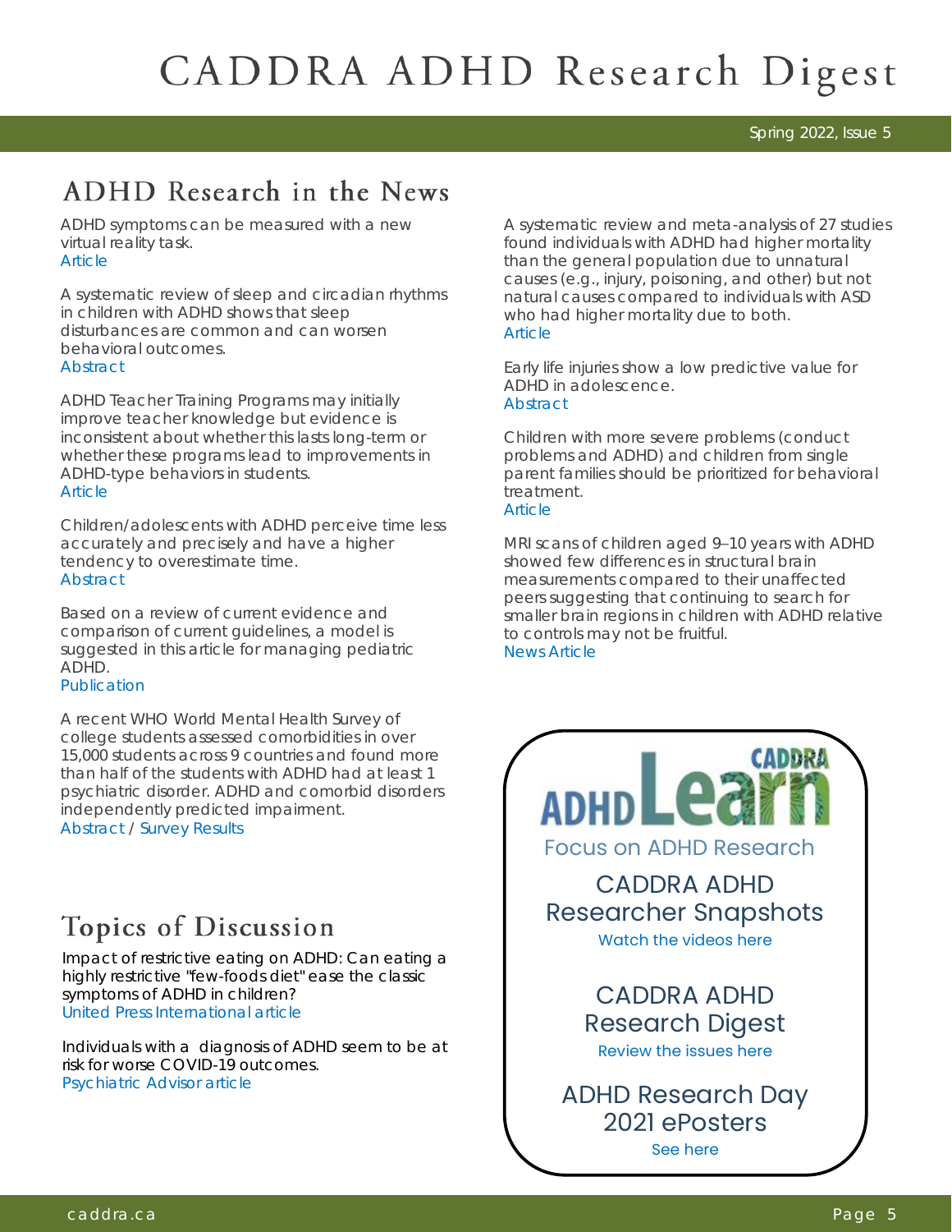# CADDRA ADHD Research Digest

Spring 2022, Issue 5

## ADHD Research in the News

ADHD symptoms can be measured with a new virtual reality task.
Article

A systematic review of sleep and circadian rhythms in children with ADHD shows that sleep disturbances are common and can worsen behavioral outcomes.
Abstract

ADHD Teacher Training Programs may initially improve teacher knowledge but evidence is inconsistent about whether this lasts long-term or whether these programs lead to improvements in ADHD-type behaviors in students.
Article

Children/adolescents with ADHD perceive time less accurately and precisely and have a higher tendency to overestimate time.
Abstract

Based on a review of current evidence and comparison of current guidelines, a model is suggested in this article for managing pediatric ADHD.
Publication

A recent WHO World Mental Health Survey of college students assessed comorbidities in over 15,000 students across 9 countries and found more than half of the students with ADHD had at least 1 psychiatric disorder. ADHD and comorbid disorders independently predicted impairment.
Abstract / Survey Results

A systematic review and meta-analysis of 27 studies found individuals with ADHD had higher mortality than the general population due to unnatural causes (e.g., injury, poisoning, and other) but not natural causes compared to individuals with ASD who had higher mortality due to both.
Article

Early life injuries show a low predictive value for ADHD in adolescence.
Abstract

Children with more severe problems (conduct problems and ADHD) and children from single parent families should be prioritized for behavioral treatment.
Article

MRI scans of children aged 9–10 years with ADHD showed few differences in structural brain measurements compared to their unaffected peers suggesting that continuing to search for smaller brain regions in children with ADHD relative to controls may not be fruitful.
News Article

## Topics of Discussion

Impact of restrictive eating on ADHD: Can eating a highly restrictive "few-foods diet" ease the classic symptoms of ADHD in children?
United Press International article

Individuals with a diagnosis of ADHD seem to be at risk for worse COVID-19 outcomes.
Psychiatric Advisor article

CADDRA ADHD Learn

Focus on ADHD Research

### CADDRA ADHD Researcher Snapshots

Watch the videos here

### CADDRA ADHD Research Digest

Review the issues here

### ADHD Research Day 2021 ePosters

See here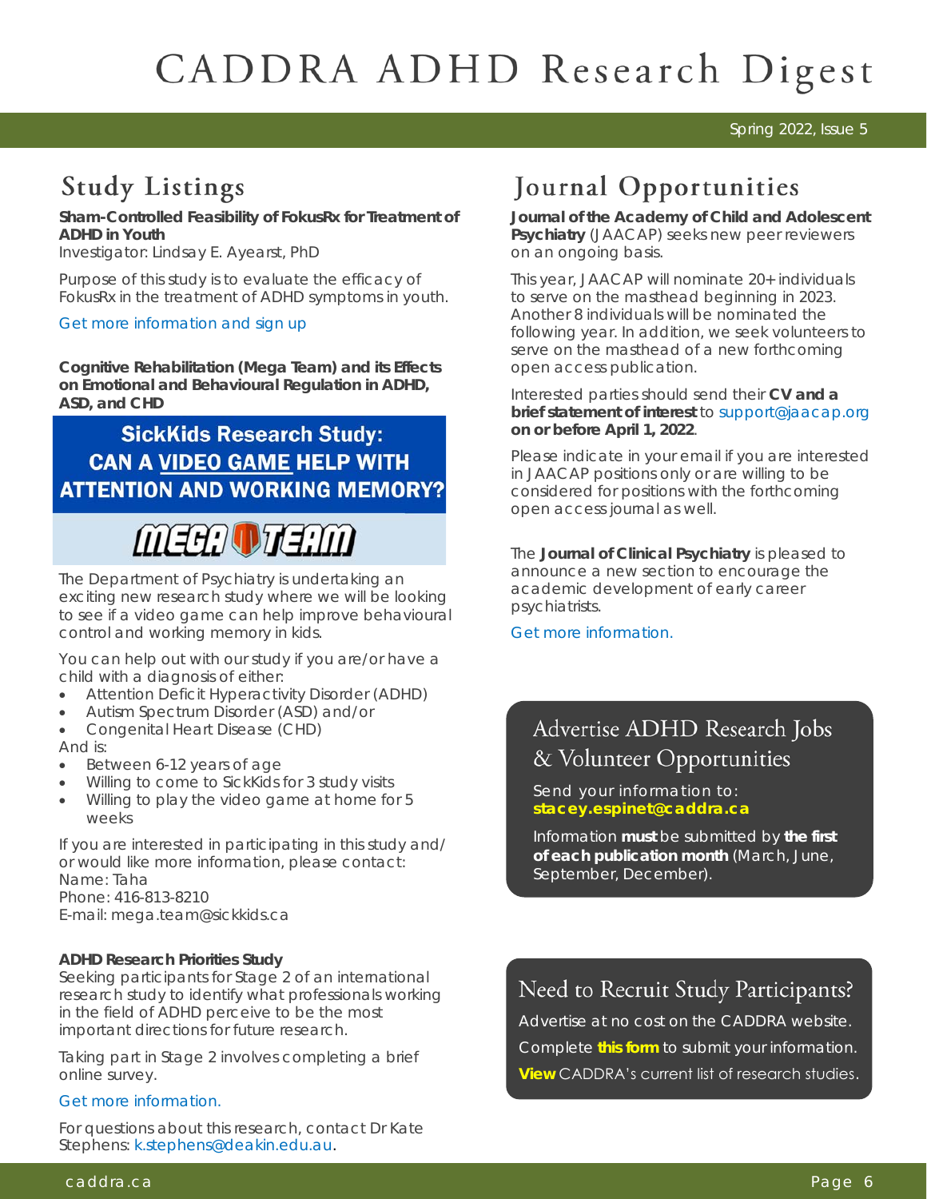## Study Listings

**Sham-Controlled Feasibility of FokusRx for Treatment of ADHD in Youth**
Investigator: Lindsay E. Ayearst, PhD

Purpose of this study is to evaluate the efficacy of FokusRx in the treatment of ADHD symptoms in youth.

Get more information and sign up

**Cognitive Rehabilitation (Mega Team) and its Effects on Emotional and Behavioural Regulation in ADHD, ASD, and CHD**

**SickKids Research Study: CAN A VIDEO GAME HELP WITH ATTENTION AND WORKING MEMORY?**

MEGA TEAM

The Department of Psychiatry is undertaking an exciting new research study where we will be looking to see if a video game can help improve behavioural control and working memory in kids.

You can help out with our study if you are/or have a child with a diagnosis of either:

- Attention Deficit Hyperactivity Disorder (ADHD)
- Autism Spectrum Disorder (ASD) and/or
- Congenital Heart Disease (CHD)

And is:

- Between 6-12 years of age
- Willing to come to SickKids for 3 study visits
- Willing to play the video game at home for 5 weeks

If you are interested in participating in this study and/or would like more information, please contact:
Name: Taha
Phone: 416-813-8210
E-mail: mega.team@sickkids.ca

**ADHD Research Priorities Study**
Seeking participants for Stage 2 of an international research study to identify what professionals working in the field of ADHD perceive to be the most important directions for future research.

Taking part in Stage 2 involves completing a brief online survey.

Get more information.

For questions about this research, contact Dr Kate Stephens: k.stephens@deakin.edu.au.

## Journal Opportunities

**Journal of the Academy of Child and Adolescent Psychiatry** (JAACAP) seeks new peer reviewers on an ongoing basis.

This year, JAACAP will nominate 20+ individuals to serve on the masthead beginning in 2023. Another 8 individuals will be nominated the following year. In addition, we seek volunteers to serve on the masthead of a new forthcoming open access publication.

Interested parties should send their **CV and a brief statement of interest** to support@jaacap.org **on or before April 1, 2022**.

Please indicate in your email if you are interested in JAACAP positions only or are willing to be considered for positions with the forthcoming open access journal as well.

The **Journal of Clinical Psychiatry** is pleased to announce a new section to encourage the academic development of early career psychiatrists.

Get more information.

### Advertise ADHD Research Jobs & Volunteer Opportunities

Send your information to:
**stacey.espinet@caddra.ca**

Information **must** be submitted by **the first of each publication month** (March, June, September, December).

### Need to Recruit Study Participants?

Advertise at no cost on the CADDRA website.

Complete **this form** to submit your information.

**View** CADDRA's current list of research studies.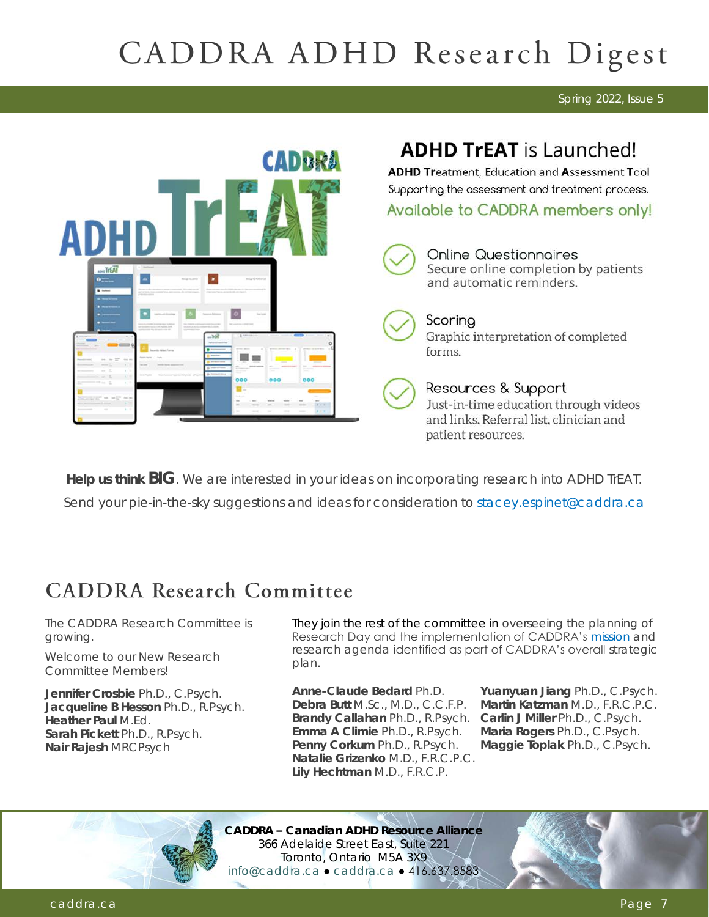# CADDRA ADHD Research Digest

Spring 2022, Issue 5

## ADHD TrEAT is Launched!

**ADHD Tr**eatment, **E**ducation and **A**ssessment **T**ool

Supporting the assessment and treatment process.

Available to CADDRA members only!

- **Online Questionnaires** – Secure online completion by patients and automatic reminders.
- **Scoring** – Graphic interpretation of completed forms.
- **Resources & Support** – Just-in-time education through videos and links. Referral list, clinician and patient resources.

**Help us think BIG**. We are interested in your ideas on incorporating research into ADHD TrEAT. Send your pie-in-the-sky suggestions and ideas for consideration to stacey.espinet@caddra.ca

---

## CADDRA Research Committee

The CADDRA Research Committee is growing.

Welcome to our New Research Committee Members!

**Jennifer Crosbie** Ph.D., C.Psych.
**Jacqueline B Hesson** Ph.D., R.Psych.
**Heather Paul** M.Ed.
**Sarah Pickett** Ph.D., R.Psych.
**Nair Rajesh** MRCPsych

They join the rest of the committee in overseeing the planning of Research Day and the implementation of CADDRA's mission and research agenda identified as part of CADDRA's overall strategic plan.

**Anne-Claude Bedard** Ph.D.
**Debra Butt** M.Sc., M.D., C.C.F.P.
**Brandy Callahan** Ph.D., R.Psych.
**Emma A Climie** Ph.D., R.Psych.
**Penny Corkum** Ph.D., R.Psych.
**Natalie Grizenko** M.D., F.R.C.P.C.
**Lily Hechtman** M.D., F.R.C.P.
**Yuanyuan Jiang** Ph.D., C.Psych.
**Martin Katzman** M.D., F.R.C.P.C.
**Carlin J Miller** Ph.D., C.Psych.
**Maria Rogers** Ph.D., C.Psych.
**Maggie Toplak** Ph.D., C.Psych.

**CADDRA – Canadian ADHD Resource Alliance**
366 Adelaide Street East, Suite 221
Toronto, Ontario M5A 3X9
info@caddra.ca • caddra.ca • 416.637.8583